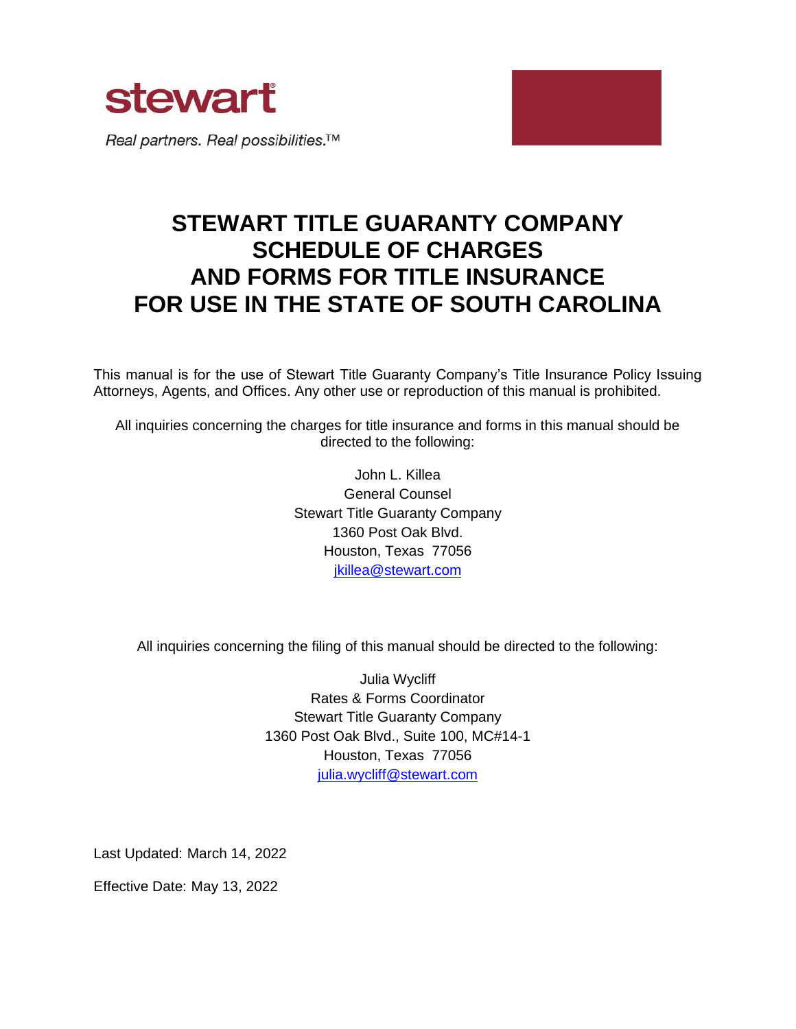stewart®

*Real partners. Real possibilities.™*

# STEWART TITLE GUARANTY COMPANY SCHEDULE OF CHARGES AND FORMS FOR TITLE INSURANCE FOR USE IN THE STATE OF SOUTH CAROLINA

This manual is for the use of Stewart Title Guaranty Company's Title Insurance Policy Issuing Attorneys, Agents, and Offices. Any other use or reproduction of this manual is prohibited.

All inquiries concerning the charges for title insurance and forms in this manual should be directed to the following:

John L. Killea
General Counsel
Stewart Title Guaranty Company
1360 Post Oak Blvd.
Houston, Texas 77056
jkillea@stewart.com

All inquiries concerning the filing of this manual should be directed to the following:

Julia Wycliff
Rates & Forms Coordinator
Stewart Title Guaranty Company
1360 Post Oak Blvd., Suite 100, MC#14-1
Houston, Texas 77056
julia.wycliff@stewart.com

Last Updated: March 14, 2022

Effective Date: May 13, 2022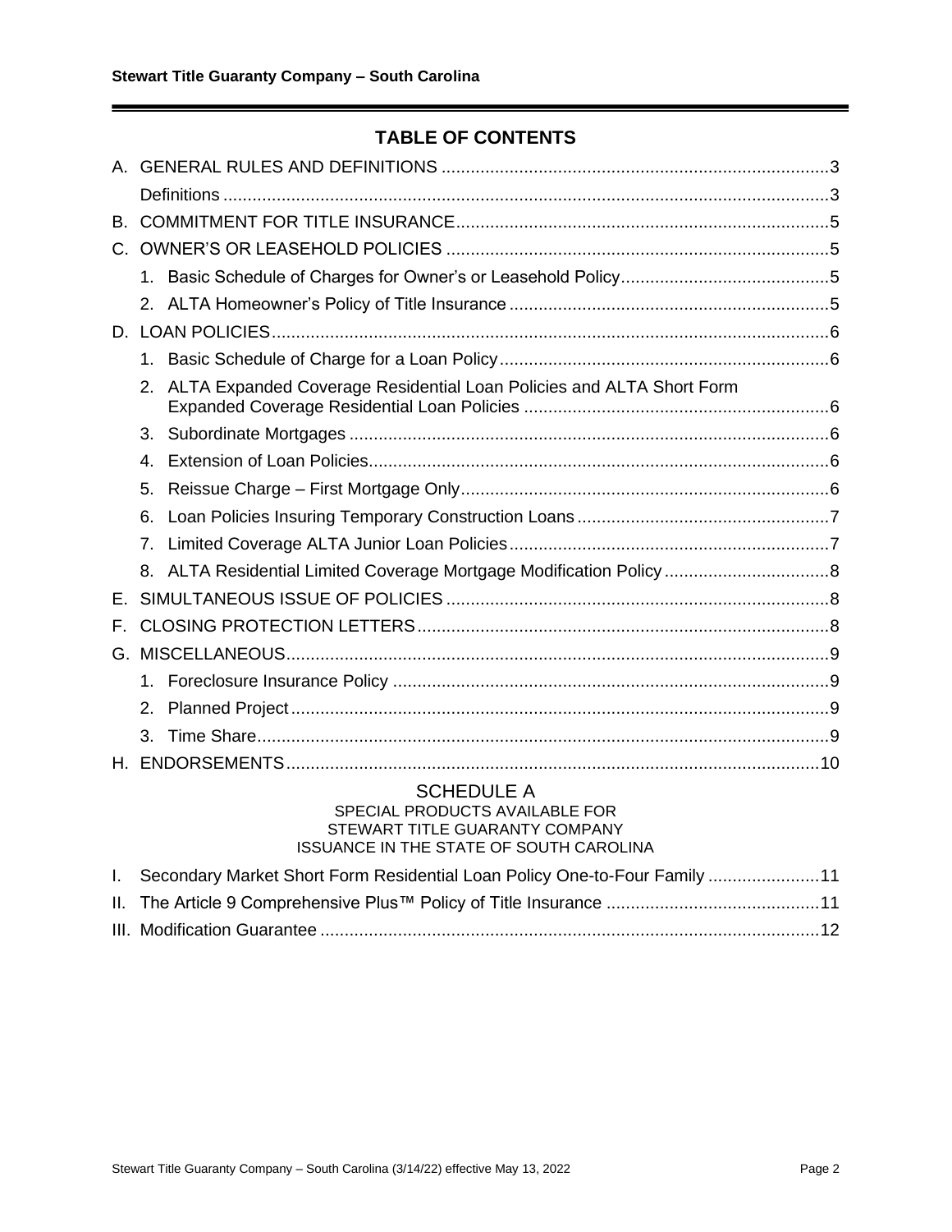## TABLE OF CONTENTS

A. GENERAL RULES AND DEFINITIONS ....................................................3

Definitions ....................................................3

B. COMMITMENT FOR TITLE INSURANCE ....................................................5

C. OWNER'S OR LEASEHOLD POLICIES ....................................................5

1. Basic Schedule of Charges for Owner's or Leasehold Policy ....................................................5
2. ALTA Homeowner's Policy of Title Insurance ....................................................5

D. LOAN POLICIES ....................................................6

1. Basic Schedule of Charge for a Loan Policy ....................................................6
2. ALTA Expanded Coverage Residential Loan Policies and ALTA Short Form Expanded Coverage Residential Loan Policies ....................................................6
3. Subordinate Mortgages ....................................................6
4. Extension of Loan Policies ....................................................6
5. Reissue Charge – First Mortgage Only ....................................................6
6. Loan Policies Insuring Temporary Construction Loans ....................................................7
7. Limited Coverage ALTA Junior Loan Policies ....................................................7
8. ALTA Residential Limited Coverage Mortgage Modification Policy ....................................................8

E. SIMULTANEOUS ISSUE OF POLICIES ....................................................8

F. CLOSING PROTECTION LETTERS ....................................................8

G. MISCELLANEOUS ....................................................9

1. Foreclosure Insurance Policy ....................................................9
2. Planned Project ....................................................9
3. Time Share ....................................................9

H. ENDORSEMENTS ....................................................10

### SCHEDULE A

SPECIAL PRODUCTS AVAILABLE FOR
STEWART TITLE GUARANTY COMPANY
ISSUANCE IN THE STATE OF SOUTH CAROLINA

I. Secondary Market Short Form Residential Loan Policy One-to-Four Family ....................................................11

II. The Article 9 Comprehensive Plus™ Policy of Title Insurance ....................................................11

III. Modification Guarantee ....................................................12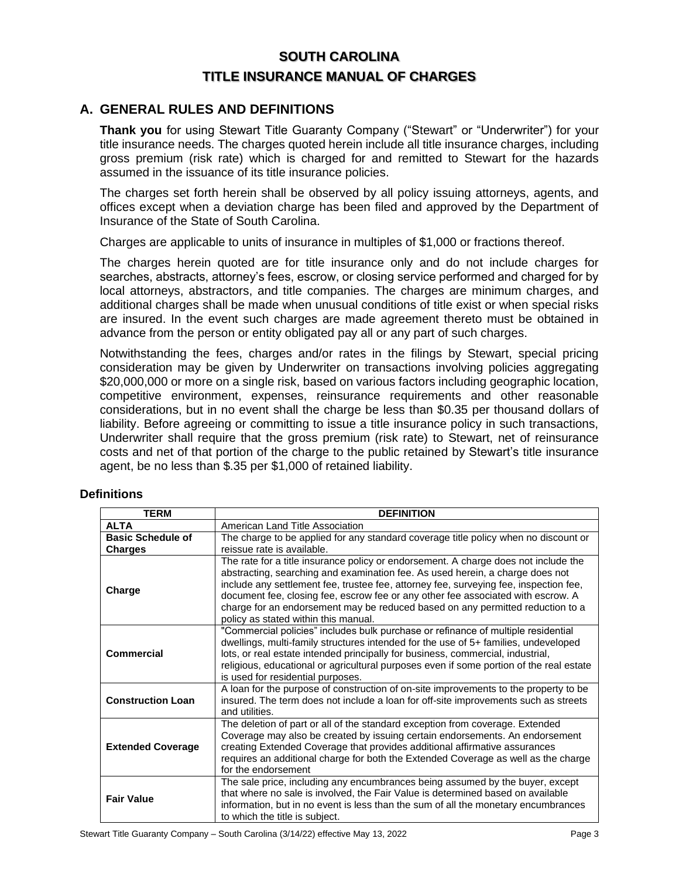# SOUTH CAROLINA
# TITLE INSURANCE MANUAL OF CHARGES

## A. GENERAL RULES AND DEFINITIONS

**Thank you** for using Stewart Title Guaranty Company ("Stewart" or "Underwriter") for your title insurance needs. The charges quoted herein include all title insurance charges, including gross premium (risk rate) which is charged for and remitted to Stewart for the hazards assumed in the issuance of its title insurance policies.

The charges set forth herein shall be observed by all policy issuing attorneys, agents, and offices except when a deviation charge has been filed and approved by the Department of Insurance of the State of South Carolina.

Charges are applicable to units of insurance in multiples of $1,000 or fractions thereof.

The charges herein quoted are for title insurance only and do not include charges for searches, abstracts, attorney's fees, escrow, or closing service performed and charged for by local attorneys, abstractors, and title companies. The charges are minimum charges, and additional charges shall be made when unusual conditions of title exist or when special risks are insured. In the event such charges are made agreement thereto must be obtained in advance from the person or entity obligated pay all or any part of such charges.

Notwithstanding the fees, charges and/or rates in the filings by Stewart, special pricing consideration may be given by Underwriter on transactions involving policies aggregating $20,000,000 or more on a single risk, based on various factors including geographic location, competitive environment, expenses, reinsurance requirements and other reasonable considerations, but in no event shall the charge be less than $0.35 per thousand dollars of liability. Before agreeing or committing to issue a title insurance policy in such transactions, Underwriter shall require that the gross premium (risk rate) to Stewart, net of reinsurance costs and net of that portion of the charge to the public retained by Stewart's title insurance agent, be no less than $.35 per $1,000 of retained liability.

### Definitions

| TERM | DEFINITION |
|---|---|
| **ALTA** | American Land Title Association |
| **Basic Schedule of Charges** | The charge to be applied for any standard coverage title policy when no discount or reissue rate is available. |
| **Charge** | The rate for a title insurance policy or endorsement. A charge does not include the abstracting, searching and examination fee. As used herein, a charge does not include any settlement fee, trustee fee, attorney fee, surveying fee, inspection fee, document fee, closing fee, escrow fee or any other fee associated with escrow. A charge for an endorsement may be reduced based on any permitted reduction to a policy as stated within this manual. |
| **Commercial** | "Commercial policies" includes bulk purchase or refinance of multiple residential dwellings, multi-family structures intended for the use of 5+ families, undeveloped lots, or real estate intended principally for business, commercial, industrial, religious, educational or agricultural purposes even if some portion of the real estate is used for residential purposes. |
| **Construction Loan** | A loan for the purpose of construction of on-site improvements to the property to be insured. The term does not include a loan for off-site improvements such as streets and utilities. |
| **Extended Coverage** | The deletion of part or all of the standard exception from coverage. Extended Coverage may also be created by issuing certain endorsements. An endorsement creating Extended Coverage that provides additional affirmative assurances requires an additional charge for both the Extended Coverage as well as the charge for the endorsement |
| **Fair Value** | The sale price, including any encumbrances being assumed by the buyer, except that where no sale is involved, the Fair Value is determined based on available information, but in no event is less than the sum of all the monetary encumbrances to which the title is subject. |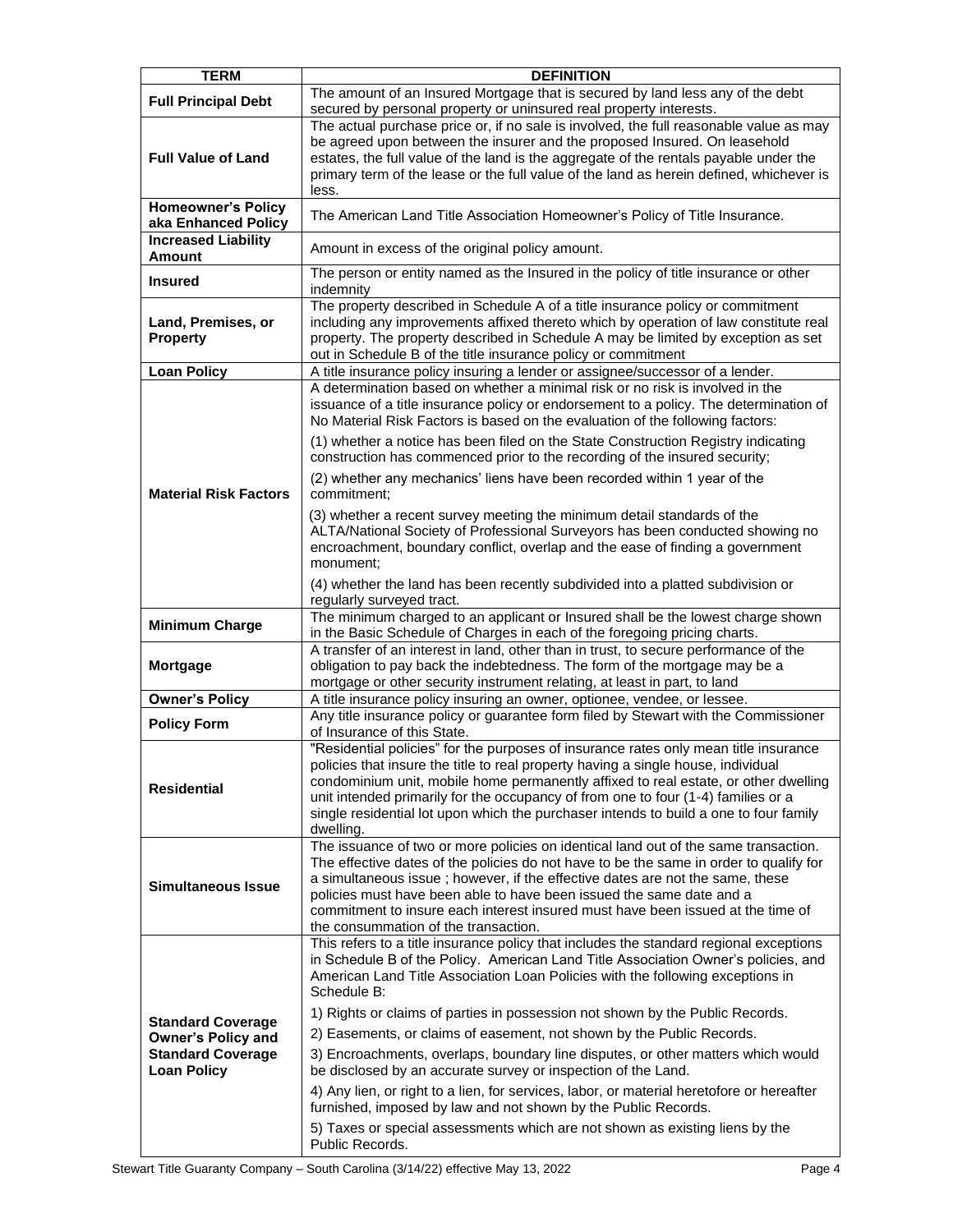| TERM | DEFINITION |
|---|---|
| **Full Principal Debt** | The amount of an Insured Mortgage that is secured by land less any of the debt secured by personal property or uninsured real property interests. |
| **Full Value of Land** | The actual purchase price or, if no sale is involved, the full reasonable value as may be agreed upon between the insurer and the proposed Insured. On leasehold estates, the full value of the land is the aggregate of the rentals payable under the primary term of the lease or the full value of the land as herein defined, whichever is less. |
| **Homeowner's Policy aka Enhanced Policy** | The American Land Title Association Homeowner's Policy of Title Insurance. |
| **Increased Liability Amount** | Amount in excess of the original policy amount. |
| **Insured** | The person or entity named as the Insured in the policy of title insurance or other indemnity |
| **Land, Premises, or Property** | The property described in Schedule A of a title insurance policy or commitment including any improvements affixed thereto which by operation of law constitute real property. The property described in Schedule A may be limited by exception as set out in Schedule B of the title insurance policy or commitment |
| **Loan Policy** | A title insurance policy insuring a lender or assignee/successor of a lender. |
| **Material Risk Factors** | A determination based on whether a minimal risk or no risk is involved in the issuance of a title insurance policy or endorsement to a policy. The determination of No Material Risk Factors is based on the evaluation of the following factors:<br><br>(1) whether a notice has been filed on the State Construction Registry indicating construction has commenced prior to the recording of the insured security;<br><br>(2) whether any mechanics' liens have been recorded within 1 year of the commitment;<br><br>(3) whether a recent survey meeting the minimum detail standards of the ALTA/National Society of Professional Surveyors has been conducted showing no encroachment, boundary conflict, overlap and the ease of finding a government monument;<br><br>(4) whether the land has been recently subdivided into a platted subdivision or regularly surveyed tract. |
| **Minimum Charge** | The minimum charged to an applicant or Insured shall be the lowest charge shown in the Basic Schedule of Charges in each of the foregoing pricing charts. |
| **Mortgage** | A transfer of an interest in land, other than in trust, to secure performance of the obligation to pay back the indebtedness. The form of the mortgage may be a mortgage or other security instrument relating, at least in part, to land |
| **Owner's Policy** | A title insurance policy insuring an owner, optionee, vendee, or lessee. |
| **Policy Form** | Any title insurance policy or guarantee form filed by Stewart with the Commissioner of Insurance of this State. |
| **Residential** | "Residential policies" for the purposes of insurance rates only mean title insurance policies that insure the title to real property having a single house, individual condominium unit, mobile home permanently affixed to real estate, or other dwelling unit intended primarily for the occupancy of from one to four (1-4) families or a single residential lot upon which the purchaser intends to build a one to four family dwelling. |
| **Simultaneous Issue** | The issuance of two or more policies on identical land out of the same transaction. The effective dates of the policies do not have to be the same in order to qualify for a simultaneous issue ; however, if the effective dates are not the same, these policies must have been able to have been issued the same date and a commitment to insure each interest insured must have been issued at the time of the consummation of the transaction. |
| **Standard Coverage Owner's Policy and Standard Coverage Loan Policy** | This refers to a title insurance policy that includes the standard regional exceptions in Schedule B of the Policy. American Land Title Association Owner's policies, and American Land Title Association Loan Policies with the following exceptions in Schedule B:<br><br>1) Rights or claims of parties in possession not shown by the Public Records.<br><br>2) Easements, or claims of easement, not shown by the Public Records.<br><br>3) Encroachments, overlaps, boundary line disputes, or other matters which would be disclosed by an accurate survey or inspection of the Land.<br><br>4) Any lien, or right to a lien, for services, labor, or material heretofore or hereafter furnished, imposed by law and not shown by the Public Records.<br><br>5) Taxes or special assessments which are not shown as existing liens by the Public Records. |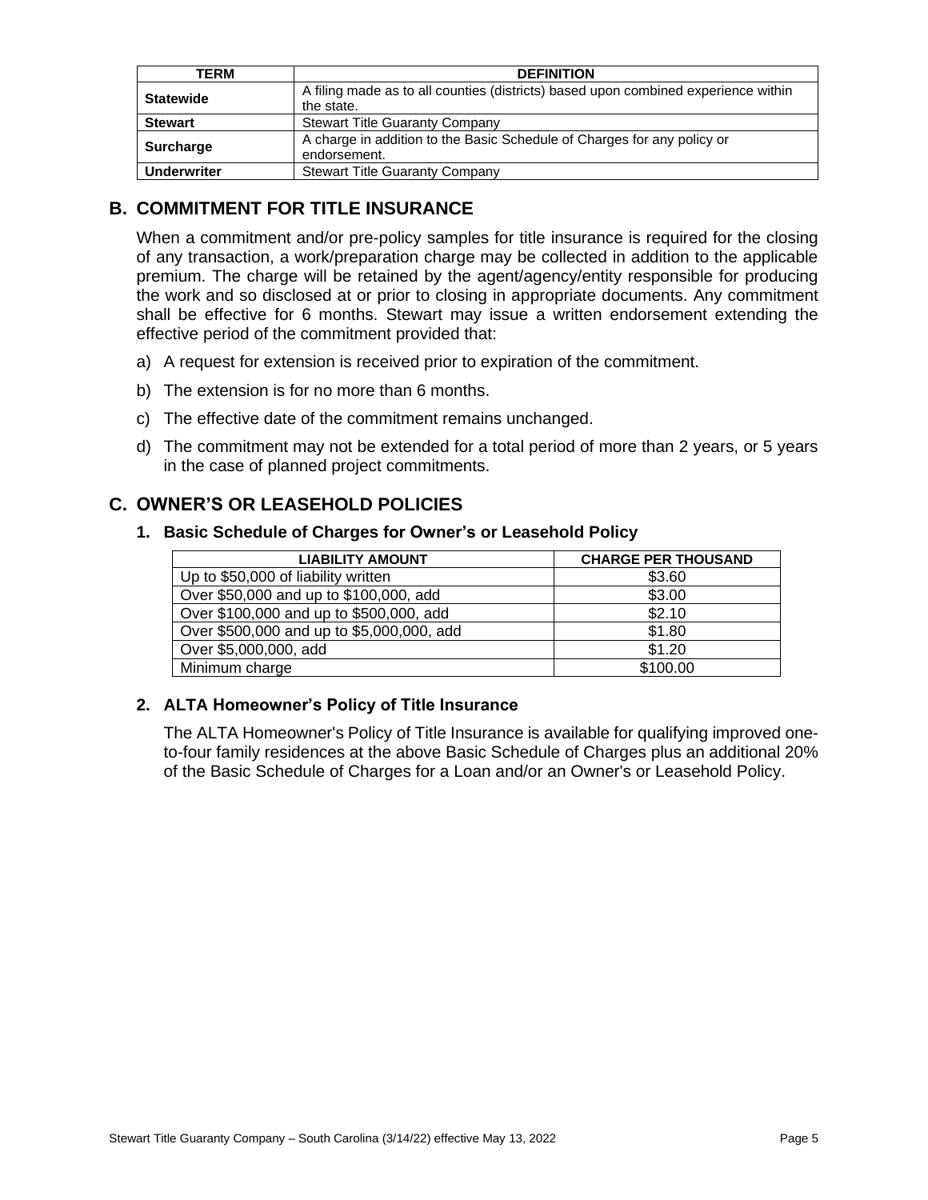| TERM | DEFINITION |
| --- | --- |
| **Statewide** | A filing made as to all counties (districts) based upon combined experience within the state. |
| **Stewart** | Stewart Title Guaranty Company |
| **Surcharge** | A charge in addition to the Basic Schedule of Charges for any policy or endorsement. |
| **Underwriter** | Stewart Title Guaranty Company |

## B. COMMITMENT FOR TITLE INSURANCE

When a commitment and/or pre-policy samples for title insurance is required for the closing of any transaction, a work/preparation charge may be collected in addition to the applicable premium. The charge will be retained by the agent/agency/entity responsible for producing the work and so disclosed at or prior to closing in appropriate documents. Any commitment shall be effective for 6 months. Stewart may issue a written endorsement extending the effective period of the commitment provided that:

a) A request for extension is received prior to expiration of the commitment.

b) The extension is for no more than 6 months.

c) The effective date of the commitment remains unchanged.

d) The commitment may not be extended for a total period of more than 2 years, or 5 years in the case of planned project commitments.

## C. OWNER'S OR LEASEHOLD POLICIES

### 1. Basic Schedule of Charges for Owner's or Leasehold Policy

| LIABILITY AMOUNT | CHARGE PER THOUSAND |
| --- | --- |
| Up to $50,000 of liability written | $3.60 |
| Over $50,000 and up to $100,000, add | $3.00 |
| Over $100,000 and up to $500,000, add | $2.10 |
| Over $500,000 and up to $5,000,000, add | $1.80 |
| Over $5,000,000, add | $1.20 |
| Minimum charge | $100.00 |

### 2. ALTA Homeowner's Policy of Title Insurance

The ALTA Homeowner's Policy of Title Insurance is available for qualifying improved one-to-four family residences at the above Basic Schedule of Charges plus an additional 20% of the Basic Schedule of Charges for a Loan and/or an Owner's or Leasehold Policy.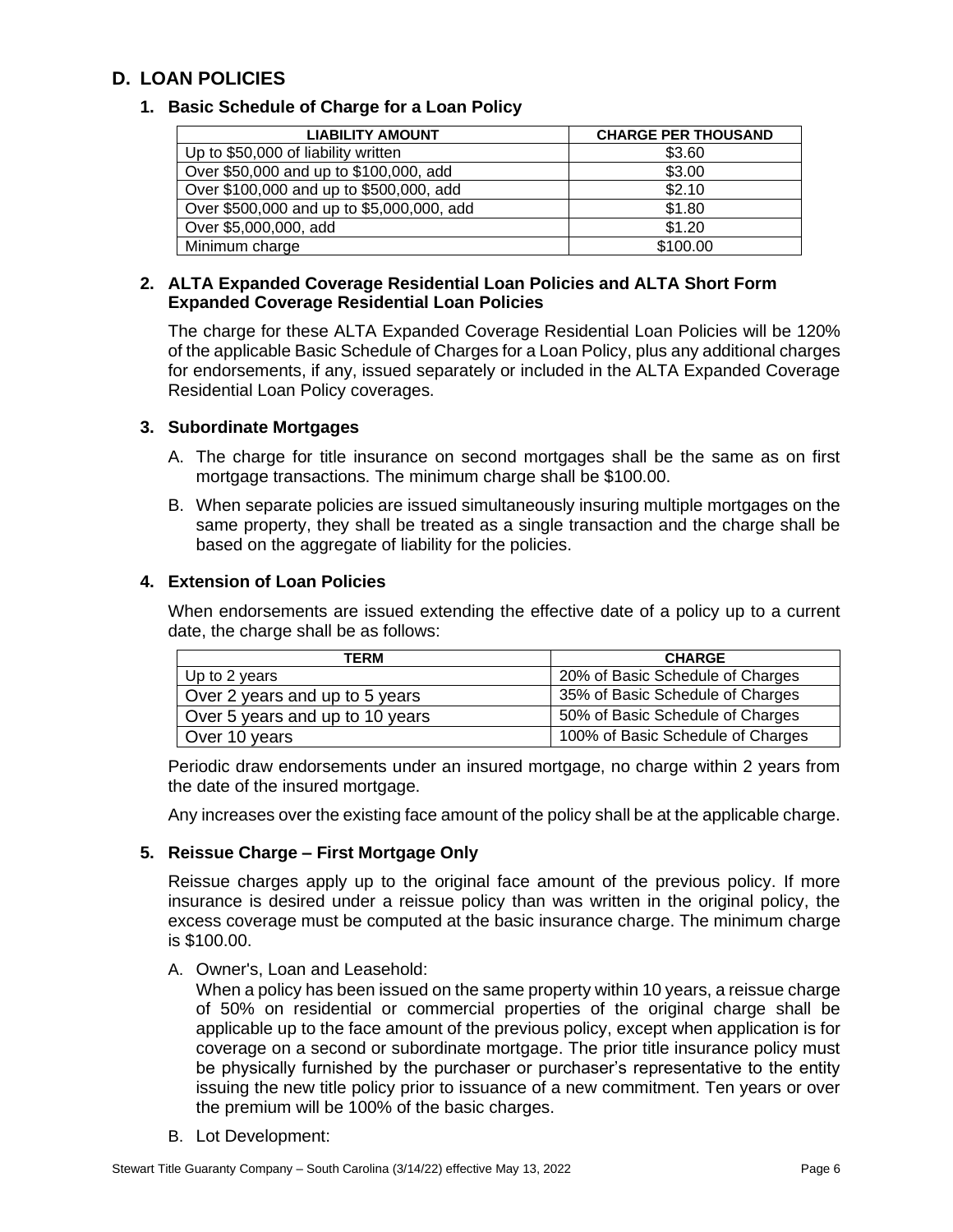## D. LOAN POLICIES

### 1. Basic Schedule of Charge for a Loan Policy

| LIABILITY AMOUNT | CHARGE PER THOUSAND |
|---|---|
| Up to $50,000 of liability written | $3.60 |
| Over $50,000 and up to $100,000, add | $3.00 |
| Over $100,000 and up to $500,000, add | $2.10 |
| Over $500,000 and up to $5,000,000, add | $1.80 |
| Over $5,000,000, add | $1.20 |
| Minimum charge | $100.00 |

### 2. ALTA Expanded Coverage Residential Loan Policies and ALTA Short Form Expanded Coverage Residential Loan Policies

The charge for these ALTA Expanded Coverage Residential Loan Policies will be 120% of the applicable Basic Schedule of Charges for a Loan Policy, plus any additional charges for endorsements, if any, issued separately or included in the ALTA Expanded Coverage Residential Loan Policy coverages.

### 3. Subordinate Mortgages

A. The charge for title insurance on second mortgages shall be the same as on first mortgage transactions. The minimum charge shall be $100.00.

B. When separate policies are issued simultaneously insuring multiple mortgages on the same property, they shall be treated as a single transaction and the charge shall be based on the aggregate of liability for the policies.

### 4. Extension of Loan Policies

When endorsements are issued extending the effective date of a policy up to a current date, the charge shall be as follows:

| TERM | CHARGE |
|---|---|
| Up to 2 years | 20% of Basic Schedule of Charges |
| Over 2 years and up to 5 years | 35% of Basic Schedule of Charges |
| Over 5 years and up to 10 years | 50% of Basic Schedule of Charges |
| Over 10 years | 100% of Basic Schedule of Charges |

Periodic draw endorsements under an insured mortgage, no charge within 2 years from the date of the insured mortgage.

Any increases over the existing face amount of the policy shall be at the applicable charge.

### 5. Reissue Charge – First Mortgage Only

Reissue charges apply up to the original face amount of the previous policy. If more insurance is desired under a reissue policy than was written in the original policy, the excess coverage must be computed at the basic insurance charge. The minimum charge is $100.00.

A. Owner's, Loan and Leasehold:
When a policy has been issued on the same property within 10 years, a reissue charge of 50% on residential or commercial properties of the original charge shall be applicable up to the face amount of the previous policy, except when application is for coverage on a second or subordinate mortgage. The prior title insurance policy must be physically furnished by the purchaser or purchaser's representative to the entity issuing the new title policy prior to issuance of a new commitment. Ten years or over the premium will be 100% of the basic charges.

B. Lot Development: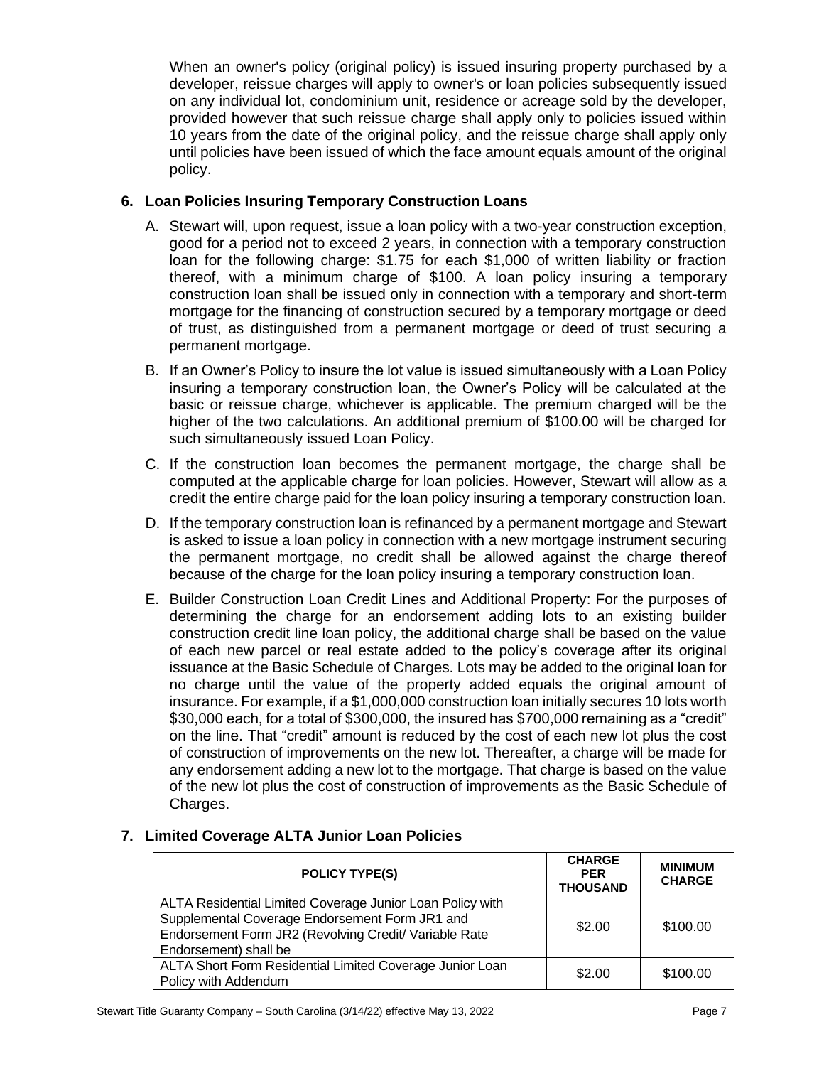When an owner's policy (original policy) is issued insuring property purchased by a developer, reissue charges will apply to owner's or loan policies subsequently issued on any individual lot, condominium unit, residence or acreage sold by the developer, provided however that such reissue charge shall apply only to policies issued within 10 years from the date of the original policy, and the reissue charge shall apply only until policies have been issued of which the face amount equals amount of the original policy.

## 6. Loan Policies Insuring Temporary Construction Loans

A. Stewart will, upon request, issue a loan policy with a two-year construction exception, good for a period not to exceed 2 years, in connection with a temporary construction loan for the following charge: $1.75 for each $1,000 of written liability or fraction thereof, with a minimum charge of $100. A loan policy insuring a temporary construction loan shall be issued only in connection with a temporary and short-term mortgage for the financing of construction secured by a temporary mortgage or deed of trust, as distinguished from a permanent mortgage or deed of trust securing a permanent mortgage.

B. If an Owner's Policy to insure the lot value is issued simultaneously with a Loan Policy insuring a temporary construction loan, the Owner's Policy will be calculated at the basic or reissue charge, whichever is applicable. The premium charged will be the higher of the two calculations. An additional premium of $100.00 will be charged for such simultaneously issued Loan Policy.

C. If the construction loan becomes the permanent mortgage, the charge shall be computed at the applicable charge for loan policies. However, Stewart will allow as a credit the entire charge paid for the loan policy insuring a temporary construction loan.

D. If the temporary construction loan is refinanced by a permanent mortgage and Stewart is asked to issue a loan policy in connection with a new mortgage instrument securing the permanent mortgage, no credit shall be allowed against the charge thereof because of the charge for the loan policy insuring a temporary construction loan.

E. Builder Construction Loan Credit Lines and Additional Property: For the purposes of determining the charge for an endorsement adding lots to an existing builder construction credit line loan policy, the additional charge shall be based on the value of each new parcel or real estate added to the policy's coverage after its original issuance at the Basic Schedule of Charges. Lots may be added to the original loan for no charge until the value of the property added equals the original amount of insurance. For example, if a $1,000,000 construction loan initially secures 10 lots worth $30,000 each, for a total of $300,000, the insured has $700,000 remaining as a "credit" on the line. That "credit" amount is reduced by the cost of each new lot plus the cost of construction of improvements on the new lot. Thereafter, a charge will be made for any endorsement adding a new lot to the mortgage. That charge is based on the value of the new lot plus the cost of construction of improvements as the Basic Schedule of Charges.

## 7. Limited Coverage ALTA Junior Loan Policies

| POLICY TYPE(S) | CHARGE PER THOUSAND | MINIMUM CHARGE |
|---|---|---|
| ALTA Residential Limited Coverage Junior Loan Policy with Supplemental Coverage Endorsement Form JR1 and Endorsement Form JR2 (Revolving Credit/ Variable Rate Endorsement) shall be | $2.00 | $100.00 |
| ALTA Short Form Residential Limited Coverage Junior Loan Policy with Addendum | $2.00 | $100.00 |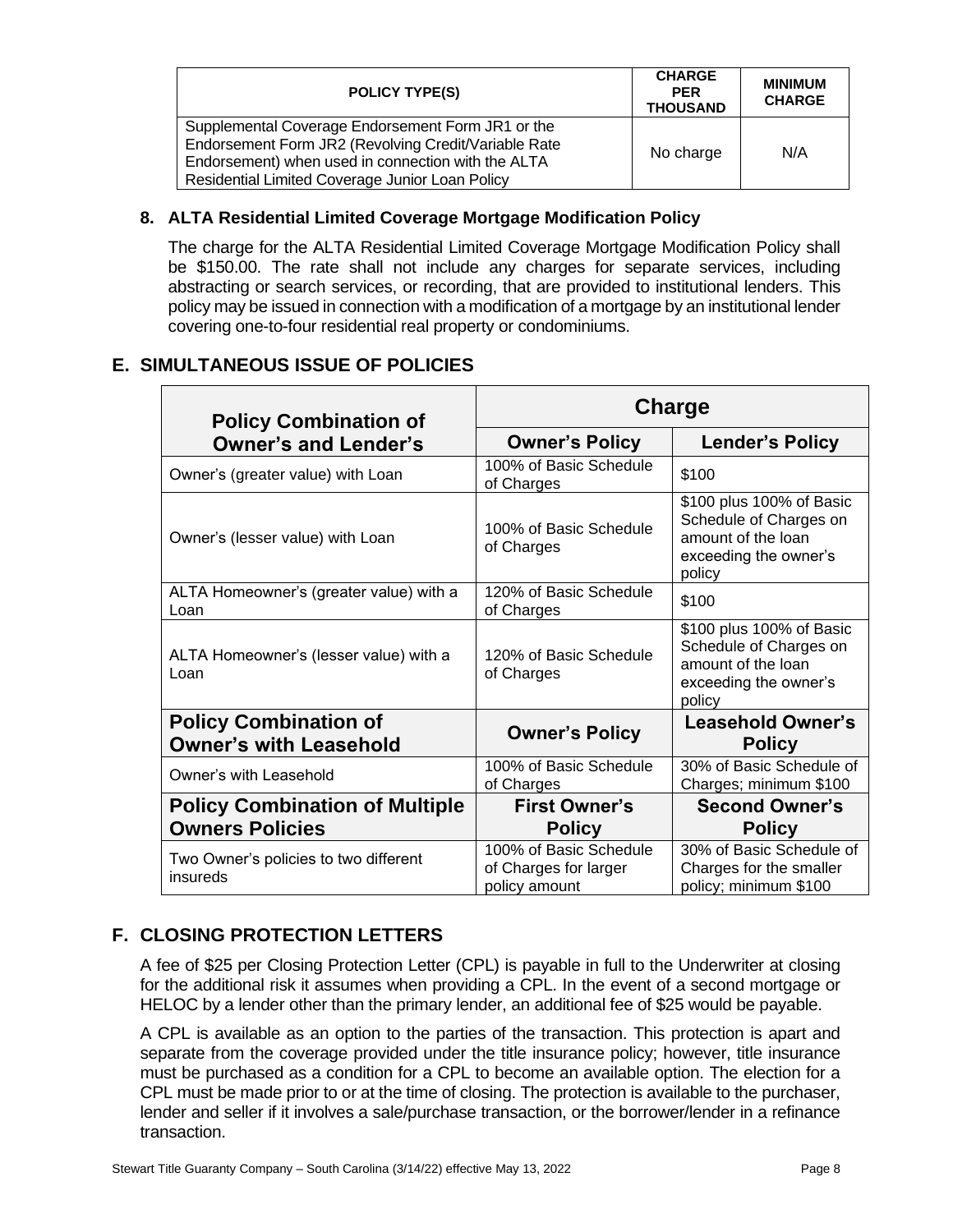| POLICY TYPE(S) | CHARGE PER THOUSAND | MINIMUM CHARGE |
|---|---|---|
| Supplemental Coverage Endorsement Form JR1 or the Endorsement Form JR2 (Revolving Credit/Variable Rate Endorsement) when used in connection with the ALTA Residential Limited Coverage Junior Loan Policy | No charge | N/A |

### 8. ALTA Residential Limited Coverage Mortgage Modification Policy

The charge for the ALTA Residential Limited Coverage Mortgage Modification Policy shall be $150.00. The rate shall not include any charges for separate services, including abstracting or search services, or recording, that are provided to institutional lenders. This policy may be issued in connection with a modification of a mortgage by an institutional lender covering one-to-four residential real property or condominiums.

## E. SIMULTANEOUS ISSUE OF POLICIES

| Policy Combination of Owner's and Lender's | Charge | |
|---|---|---|
| | **Owner's Policy** | **Lender's Policy** |
| Owner's (greater value) with Loan | 100% of Basic Schedule of Charges | $100 |
| Owner's (lesser value) with Loan | 100% of Basic Schedule of Charges | $100 plus 100% of Basic Schedule of Charges on amount of the loan exceeding the owner's policy |
| ALTA Homeowner's (greater value) with a Loan | 120% of Basic Schedule of Charges | $100 |
| ALTA Homeowner's (lesser value) with a Loan | 120% of Basic Schedule of Charges | $100 plus 100% of Basic Schedule of Charges on amount of the loan exceeding the owner's policy |
| **Policy Combination of Owner's with Leasehold** | **Owner's Policy** | **Leasehold Owner's Policy** |
| Owner's with Leasehold | 100% of Basic Schedule of Charges | 30% of Basic Schedule of Charges; minimum $100 |
| **Policy Combination of Multiple Owners Policies** | **First Owner's Policy** | **Second Owner's Policy** |
| Two Owner's policies to two different insureds | 100% of Basic Schedule of Charges for larger policy amount | 30% of Basic Schedule of Charges for the smaller policy; minimum $100 |

## F. CLOSING PROTECTION LETTERS

A fee of $25 per Closing Protection Letter (CPL) is payable in full to the Underwriter at closing for the additional risk it assumes when providing a CPL. In the event of a second mortgage or HELOC by a lender other than the primary lender, an additional fee of $25 would be payable.

A CPL is available as an option to the parties of the transaction. This protection is apart and separate from the coverage provided under the title insurance policy; however, title insurance must be purchased as a condition for a CPL to become an available option. The election for a CPL must be made prior to or at the time of closing. The protection is available to the purchaser, lender and seller if it involves a sale/purchase transaction, or the borrower/lender in a refinance transaction.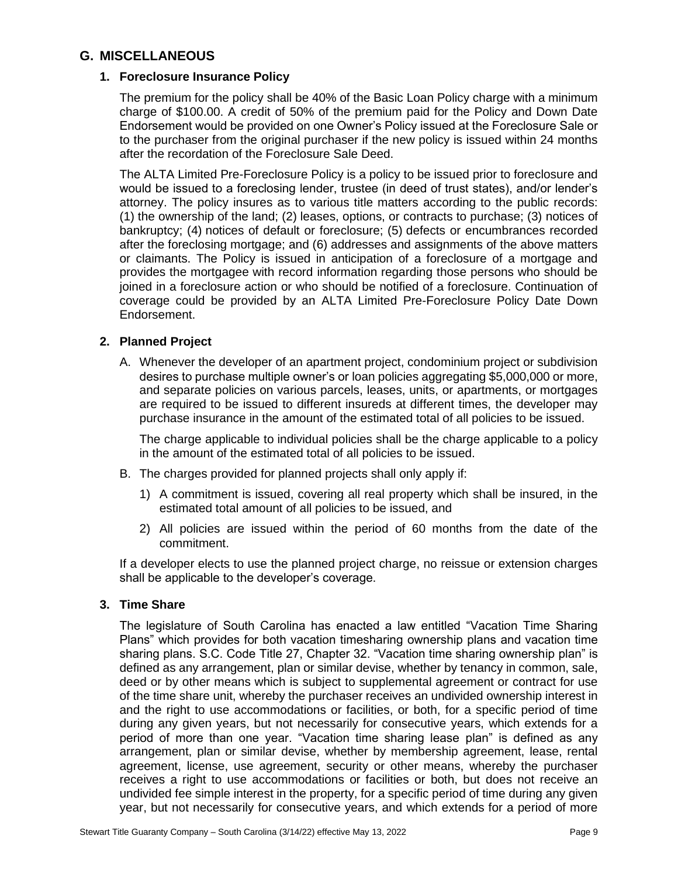## G. MISCELLANEOUS

### 1. Foreclosure Insurance Policy

The premium for the policy shall be 40% of the Basic Loan Policy charge with a minimum charge of $100.00. A credit of 50% of the premium paid for the Policy and Down Date Endorsement would be provided on one Owner's Policy issued at the Foreclosure Sale or to the purchaser from the original purchaser if the new policy is issued within 24 months after the recordation of the Foreclosure Sale Deed.

The ALTA Limited Pre-Foreclosure Policy is a policy to be issued prior to foreclosure and would be issued to a foreclosing lender, trustee (in deed of trust states), and/or lender's attorney. The policy insures as to various title matters according to the public records: (1) the ownership of the land; (2) leases, options, or contracts to purchase; (3) notices of bankruptcy; (4) notices of default or foreclosure; (5) defects or encumbrances recorded after the foreclosing mortgage; and (6) addresses and assignments of the above matters or claimants. The Policy is issued in anticipation of a foreclosure of a mortgage and provides the mortgagee with record information regarding those persons who should be joined in a foreclosure action or who should be notified of a foreclosure. Continuation of coverage could be provided by an ALTA Limited Pre-Foreclosure Policy Date Down Endorsement.

### 2. Planned Project

A. Whenever the developer of an apartment project, condominium project or subdivision desires to purchase multiple owner's or loan policies aggregating $5,000,000 or more, and separate policies on various parcels, leases, units, or apartments, or mortgages are required to be issued to different insureds at different times, the developer may purchase insurance in the amount of the estimated total of all policies to be issued.

   The charge applicable to individual policies shall be the charge applicable to a policy in the amount of the estimated total of all policies to be issued.

B. The charges provided for planned projects shall only apply if:

   1) A commitment is issued, covering all real property which shall be insured, in the estimated total amount of all policies to be issued, and

   2) All policies are issued within the period of 60 months from the date of the commitment.

If a developer elects to use the planned project charge, no reissue or extension charges shall be applicable to the developer's coverage.

### 3. Time Share

The legislature of South Carolina has enacted a law entitled "Vacation Time Sharing Plans" which provides for both vacation timesharing ownership plans and vacation time sharing plans. S.C. Code Title 27, Chapter 32. "Vacation time sharing ownership plan" is defined as any arrangement, plan or similar devise, whether by tenancy in common, sale, deed or by other means which is subject to supplemental agreement or contract for use of the time share unit, whereby the purchaser receives an undivided ownership interest in and the right to use accommodations or facilities, or both, for a specific period of time during any given years, but not necessarily for consecutive years, which extends for a period of more than one year. "Vacation time sharing lease plan" is defined as any arrangement, plan or similar devise, whether by membership agreement, lease, rental agreement, license, use agreement, security or other means, whereby the purchaser receives a right to use accommodations or facilities or both, but does not receive an undivided fee simple interest in the property, for a specific period of time during any given year, but not necessarily for consecutive years, and which extends for a period of more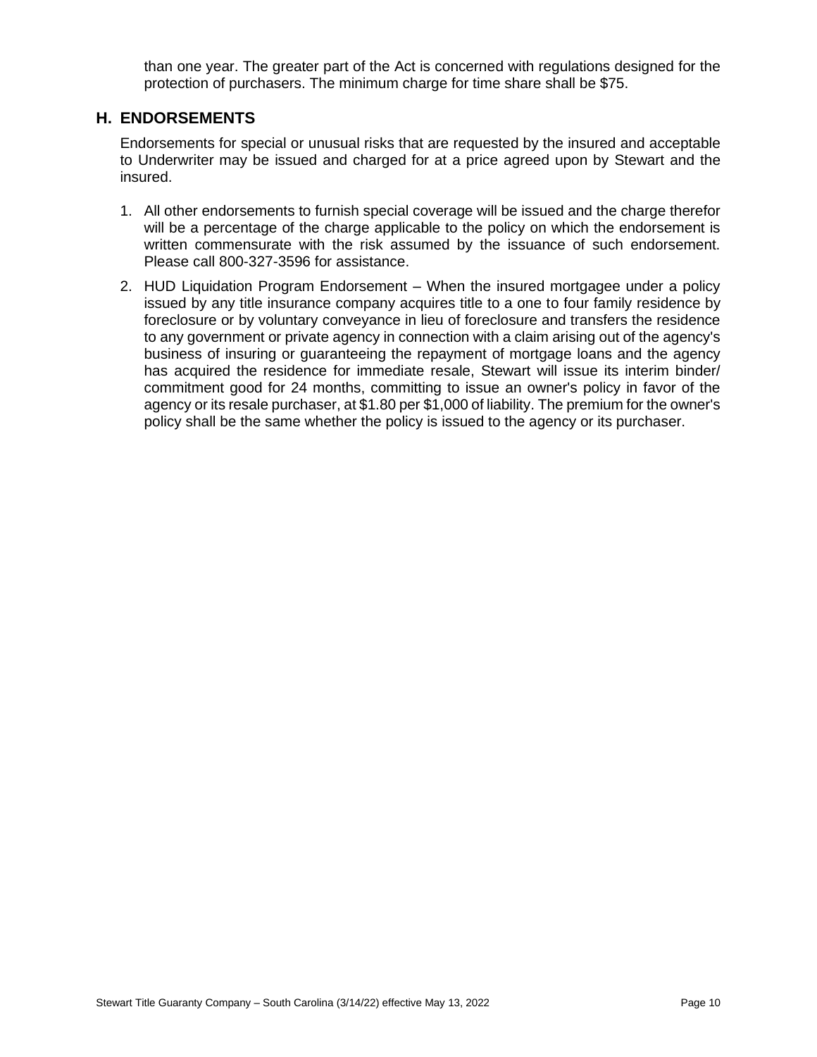than one year. The greater part of the Act is concerned with regulations designed for the protection of purchasers. The minimum charge for time share shall be $75.

## H. ENDORSEMENTS

Endorsements for special or unusual risks that are requested by the insured and acceptable to Underwriter may be issued and charged for at a price agreed upon by Stewart and the insured.

1. All other endorsements to furnish special coverage will be issued and the charge therefor will be a percentage of the charge applicable to the policy on which the endorsement is written commensurate with the risk assumed by the issuance of such endorsement. Please call 800-327-3596 for assistance.
2. HUD Liquidation Program Endorsement – When the insured mortgagee under a policy issued by any title insurance company acquires title to a one to four family residence by foreclosure or by voluntary conveyance in lieu of foreclosure and transfers the residence to any government or private agency in connection with a claim arising out of the agency's business of insuring or guaranteeing the repayment of mortgage loans and the agency has acquired the residence for immediate resale, Stewart will issue its interim binder/ commitment good for 24 months, committing to issue an owner's policy in favor of the agency or its resale purchaser, at $1.80 per $1,000 of liability. The premium for the owner's policy shall be the same whether the policy is issued to the agency or its purchaser.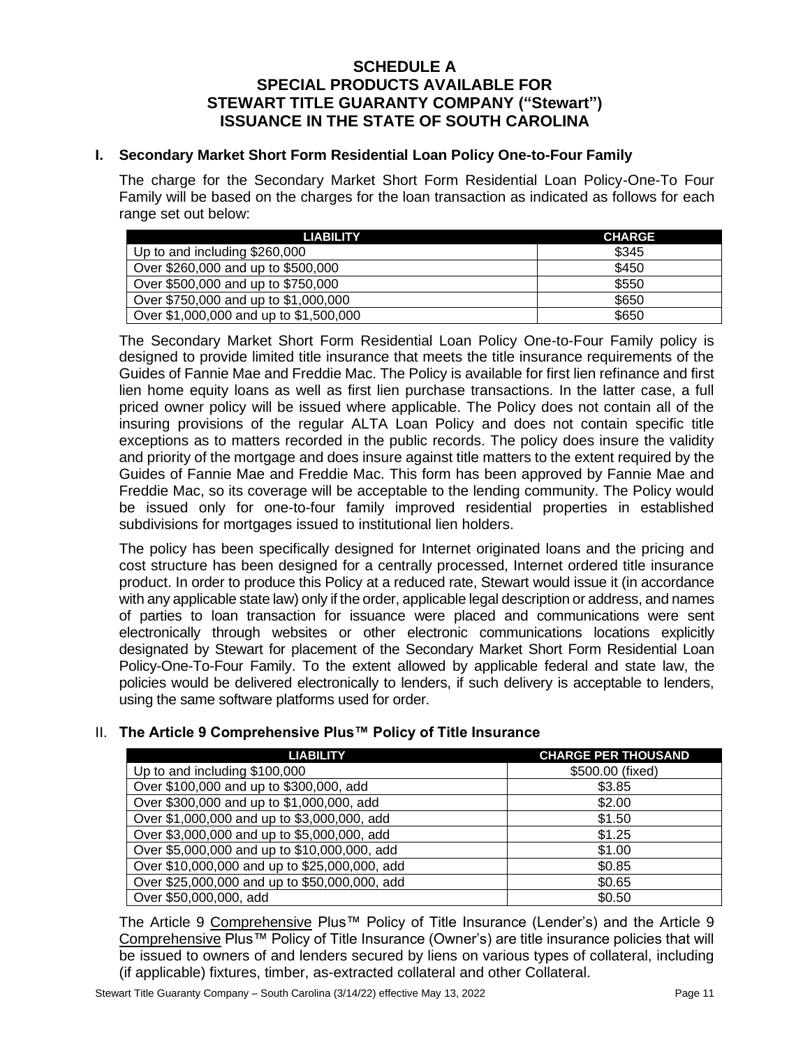# SCHEDULE A
# SPECIAL PRODUCTS AVAILABLE FOR STEWART TITLE GUARANTY COMPANY ("Stewart") ISSUANCE IN THE STATE OF SOUTH CAROLINA

## I. Secondary Market Short Form Residential Loan Policy One-to-Four Family

The charge for the Secondary Market Short Form Residential Loan Policy-One-To Four Family will be based on the charges for the loan transaction as indicated as follows for each range set out below:

| LIABILITY | CHARGE |
|---|---|
| Up to and including $260,000 | $345 |
| Over $260,000 and up to $500,000 | $450 |
| Over $500,000 and up to $750,000 | $550 |
| Over $750,000 and up to $1,000,000 | $650 |
| Over $1,000,000 and up to $1,500,000 | $650 |

The Secondary Market Short Form Residential Loan Policy One-to-Four Family policy is designed to provide limited title insurance that meets the title insurance requirements of the Guides of Fannie Mae and Freddie Mac. The Policy is available for first lien refinance and first lien home equity loans as well as first lien purchase transactions. In the latter case, a full priced owner policy will be issued where applicable. The Policy does not contain all of the insuring provisions of the regular ALTA Loan Policy and does not contain specific title exceptions as to matters recorded in the public records. The policy does insure the validity and priority of the mortgage and does insure against title matters to the extent required by the Guides of Fannie Mae and Freddie Mac. This form has been approved by Fannie Mae and Freddie Mac, so its coverage will be acceptable to the lending community. The Policy would be issued only for one-to-four family improved residential properties in established subdivisions for mortgages issued to institutional lien holders.

The policy has been specifically designed for Internet originated loans and the pricing and cost structure has been designed for a centrally processed, Internet ordered title insurance product. In order to produce this Policy at a reduced rate, Stewart would issue it (in accordance with any applicable state law) only if the order, applicable legal description or address, and names of parties to loan transaction for issuance were placed and communications were sent electronically through websites or other electronic communications locations explicitly designated by Stewart for placement of the Secondary Market Short Form Residential Loan Policy-One-To-Four Family. To the extent allowed by applicable federal and state law, the policies would be delivered electronically to lenders, if such delivery is acceptable to lenders, using the same software platforms used for order.

## II. The Article 9 Comprehensive Plus™ Policy of Title Insurance

| LIABILITY | CHARGE PER THOUSAND |
|---|---|
| Up to and including $100,000 | $500.00 (fixed) |
| Over $100,000 and up to $300,000, add | $3.85 |
| Over $300,000 and up to $1,000,000, add | $2.00 |
| Over $1,000,000 and up to $3,000,000, add | $1.50 |
| Over $3,000,000 and up to $5,000,000, add | $1.25 |
| Over $5,000,000 and up to $10,000,000, add | $1.00 |
| Over $10,000,000 and up to $25,000,000, add | $0.85 |
| Over $25,000,000 and up to $50,000,000, add | $0.65 |
| Over $50,000,000, add | $0.50 |

The Article 9 Comprehensive Plus™ Policy of Title Insurance (Lender's) and the Article 9 Comprehensive Plus™ Policy of Title Insurance (Owner's) are title insurance policies that will be issued to owners of and lenders secured by liens on various types of collateral, including (if applicable) fixtures, timber, as-extracted collateral and other Collateral.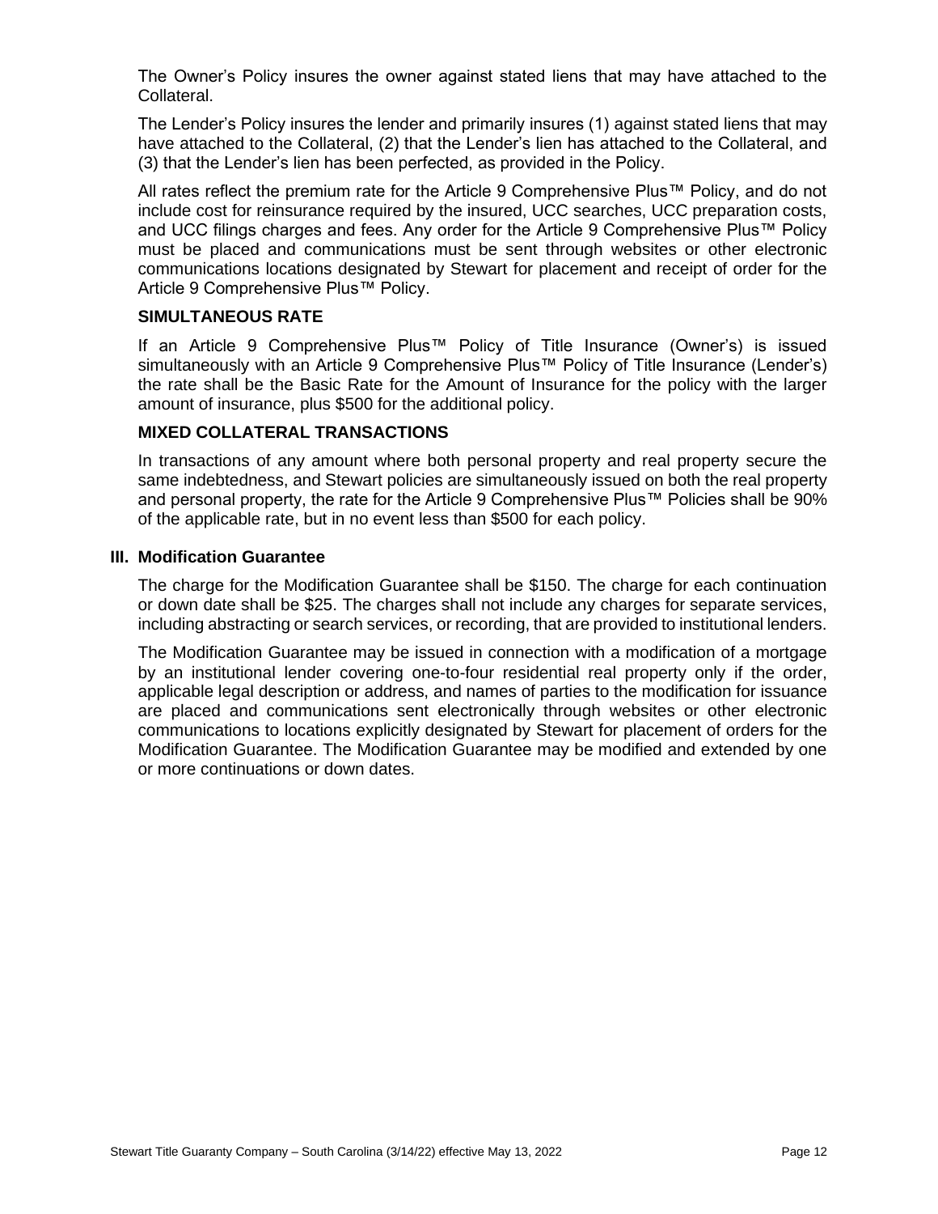The Owner's Policy insures the owner against stated liens that may have attached to the Collateral.

The Lender's Policy insures the lender and primarily insures (1) against stated liens that may have attached to the Collateral, (2) that the Lender's lien has attached to the Collateral, and (3) that the Lender's lien has been perfected, as provided in the Policy.

All rates reflect the premium rate for the Article 9 Comprehensive Plus™ Policy, and do not include cost for reinsurance required by the insured, UCC searches, UCC preparation costs, and UCC filings charges and fees. Any order for the Article 9 Comprehensive Plus™ Policy must be placed and communications must be sent through websites or other electronic communications locations designated by Stewart for placement and receipt of order for the Article 9 Comprehensive Plus™ Policy.

**SIMULTANEOUS RATE**

If an Article 9 Comprehensive Plus™ Policy of Title Insurance (Owner's) is issued simultaneously with an Article 9 Comprehensive Plus™ Policy of Title Insurance (Lender's) the rate shall be the Basic Rate for the Amount of Insurance for the policy with the larger amount of insurance, plus $500 for the additional policy.

**MIXED COLLATERAL TRANSACTIONS**

In transactions of any amount where both personal property and real property secure the same indebtedness, and Stewart policies are simultaneously issued on both the real property and personal property, the rate for the Article 9 Comprehensive Plus™ Policies shall be 90% of the applicable rate, but in no event less than $500 for each policy.

## III. Modification Guarantee

The charge for the Modification Guarantee shall be $150. The charge for each continuation or down date shall be $25. The charges shall not include any charges for separate services, including abstracting or search services, or recording, that are provided to institutional lenders.

The Modification Guarantee may be issued in connection with a modification of a mortgage by an institutional lender covering one-to-four residential real property only if the order, applicable legal description or address, and names of parties to the modification for issuance are placed and communications sent electronically through websites or other electronic communications to locations explicitly designated by Stewart for placement of orders for the Modification Guarantee. The Modification Guarantee may be modified and extended by one or more continuations or down dates.